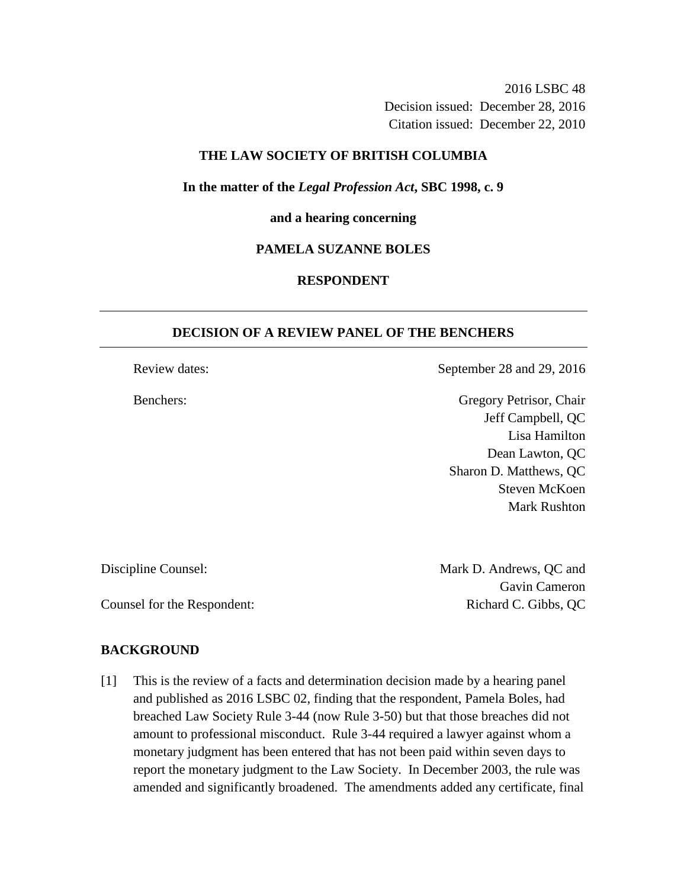2016 LSBC 48
Decision issued: December 28, 2016
Citation issued: December 22, 2010

**THE LAW SOCIETY OF BRITISH COLUMBIA**

**In the matter of the *Legal Profession Act*, SBC 1998, c. 9**

**and a hearing concerning**

**PAMELA SUZANNE BOLES**

**RESPONDENT**

---

**DECISION OF A REVIEW PANEL OF THE BENCHERS**

---

| | |
|---|---|
| Review dates: | September 28 and 29, 2016 |
| Benchers: | Gregory Petrisor, Chair<br>Jeff Campbell, QC<br>Lisa Hamilton<br>Dean Lawton, QC<br>Sharon D. Matthews, QC<br>Steven McKoen<br>Mark Rushton |

| | |
|---|---|
| Discipline Counsel: | Mark D. Andrews, QC and<br>Gavin Cameron |
| Counsel for the Respondent: | Richard C. Gibbs, QC |

## BACKGROUND

[1] This is the review of a facts and determination decision made by a hearing panel and published as 2016 LSBC 02, finding that the respondent, Pamela Boles, had breached Law Society Rule 3-44 (now Rule 3-50) but that those breaches did not amount to professional misconduct. Rule 3-44 required a lawyer against whom a monetary judgment has been entered that has not been paid within seven days to report the monetary judgment to the Law Society. In December 2003, the rule was amended and significantly broadened. The amendments added any certificate, final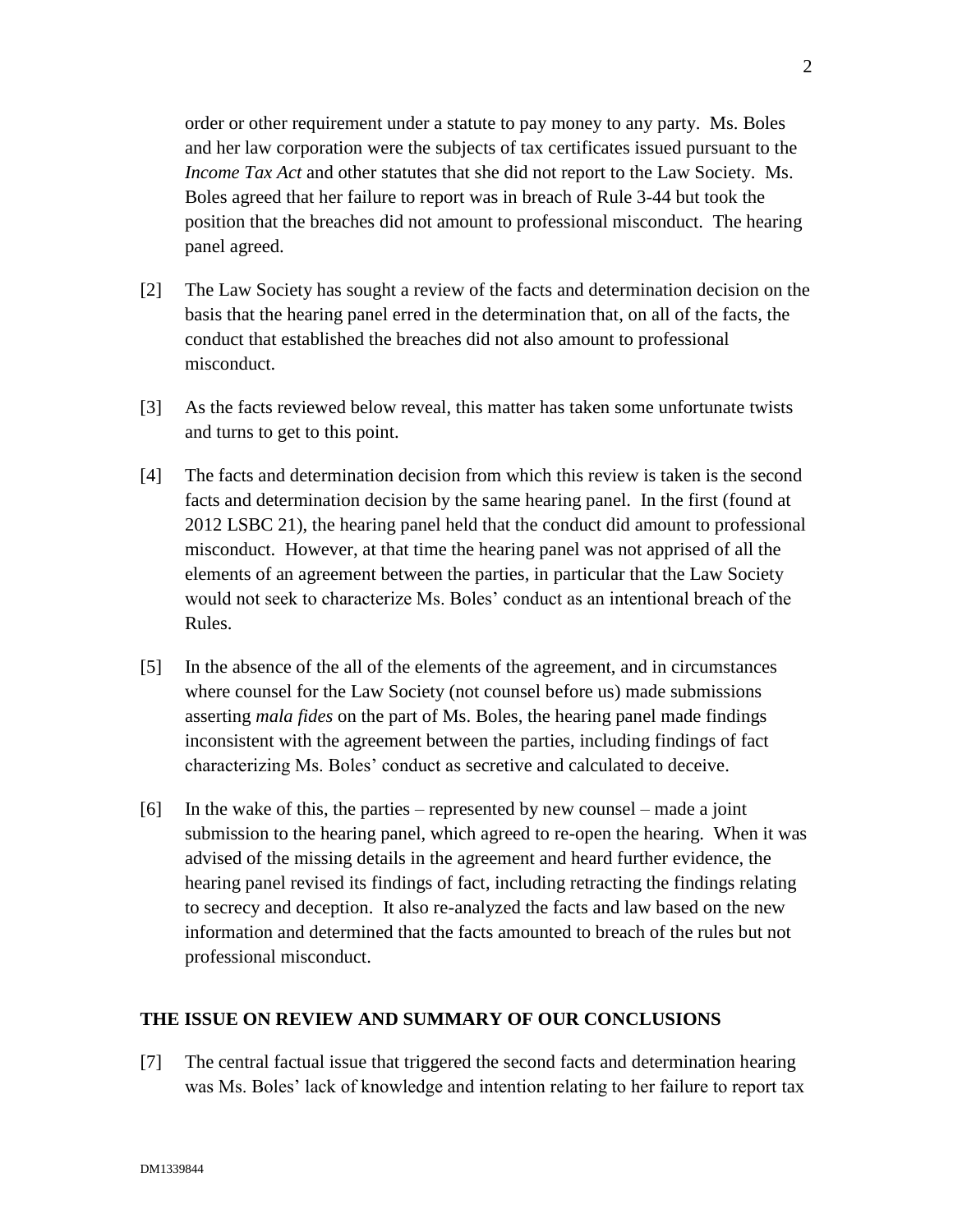order or other requirement under a statute to pay money to any party. Ms. Boles and her law corporation were the subjects of tax certificates issued pursuant to the *Income Tax Act* and other statutes that she did not report to the Law Society. Ms. Boles agreed that her failure to report was in breach of Rule 3-44 but took the position that the breaches did not amount to professional misconduct. The hearing panel agreed.

[2] The Law Society has sought a review of the facts and determination decision on the basis that the hearing panel erred in the determination that, on all of the facts, the conduct that established the breaches did not also amount to professional misconduct.

[3] As the facts reviewed below reveal, this matter has taken some unfortunate twists and turns to get to this point.

[4] The facts and determination decision from which this review is taken is the second facts and determination decision by the same hearing panel. In the first (found at 2012 LSBC 21), the hearing panel held that the conduct did amount to professional misconduct. However, at that time the hearing panel was not apprised of all the elements of an agreement between the parties, in particular that the Law Society would not seek to characterize Ms. Boles' conduct as an intentional breach of the Rules.

[5] In the absence of the all of the elements of the agreement, and in circumstances where counsel for the Law Society (not counsel before us) made submissions asserting *mala fides* on the part of Ms. Boles, the hearing panel made findings inconsistent with the agreement between the parties, including findings of fact characterizing Ms. Boles' conduct as secretive and calculated to deceive.

[6] In the wake of this, the parties – represented by new counsel – made a joint submission to the hearing panel, which agreed to re-open the hearing. When it was advised of the missing details in the agreement and heard further evidence, the hearing panel revised its findings of fact, including retracting the findings relating to secrecy and deception. It also re-analyzed the facts and law based on the new information and determined that the facts amounted to breach of the rules but not professional misconduct.

## THE ISSUE ON REVIEW AND SUMMARY OF OUR CONCLUSIONS

[7] The central factual issue that triggered the second facts and determination hearing was Ms. Boles' lack of knowledge and intention relating to her failure to report tax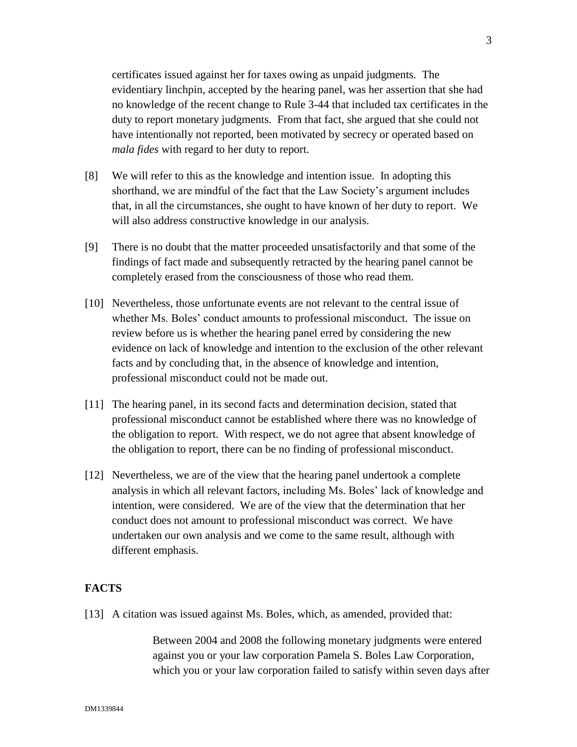certificates issued against her for taxes owing as unpaid judgments. The evidentiary linchpin, accepted by the hearing panel, was her assertion that she had no knowledge of the recent change to Rule 3-44 that included tax certificates in the duty to report monetary judgments. From that fact, she argued that she could not have intentionally not reported, been motivated by secrecy or operated based on *mala fides* with regard to her duty to report.

[8] We will refer to this as the knowledge and intention issue. In adopting this shorthand, we are mindful of the fact that the Law Society's argument includes that, in all the circumstances, she ought to have known of her duty to report. We will also address constructive knowledge in our analysis.

[9] There is no doubt that the matter proceeded unsatisfactorily and that some of the findings of fact made and subsequently retracted by the hearing panel cannot be completely erased from the consciousness of those who read them.

[10] Nevertheless, those unfortunate events are not relevant to the central issue of whether Ms. Boles' conduct amounts to professional misconduct. The issue on review before us is whether the hearing panel erred by considering the new evidence on lack of knowledge and intention to the exclusion of the other relevant facts and by concluding that, in the absence of knowledge and intention, professional misconduct could not be made out.

[11] The hearing panel, in its second facts and determination decision, stated that professional misconduct cannot be established where there was no knowledge of the obligation to report. With respect, we do not agree that absent knowledge of the obligation to report, there can be no finding of professional misconduct.

[12] Nevertheless, we are of the view that the hearing panel undertook a complete analysis in which all relevant factors, including Ms. Boles' lack of knowledge and intention, were considered. We are of the view that the determination that her conduct does not amount to professional misconduct was correct. We have undertaken our own analysis and we come to the same result, although with different emphasis.

## FACTS

[13] A citation was issued against Ms. Boles, which, as amended, provided that:

> Between 2004 and 2008 the following monetary judgments were entered against you or your law corporation Pamela S. Boles Law Corporation, which you or your law corporation failed to satisfy within seven days after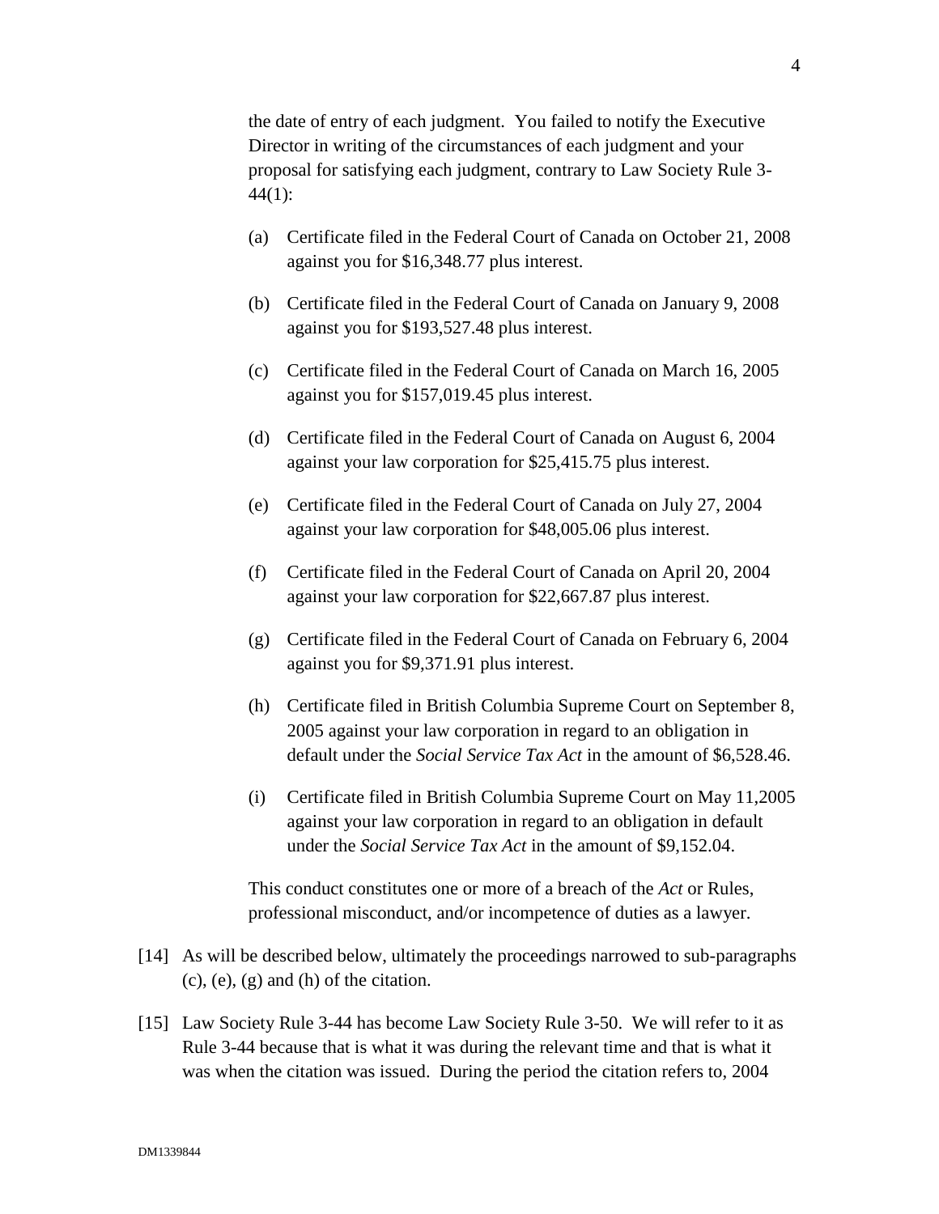the date of entry of each judgment. You failed to notify the Executive Director in writing of the circumstances of each judgment and your proposal for satisfying each judgment, contrary to Law Society Rule 3-44(1):

(a) Certificate filed in the Federal Court of Canada on October 21, 2008 against you for $16,348.77 plus interest.

(b) Certificate filed in the Federal Court of Canada on January 9, 2008 against you for $193,527.48 plus interest.

(c) Certificate filed in the Federal Court of Canada on March 16, 2005 against you for $157,019.45 plus interest.

(d) Certificate filed in the Federal Court of Canada on August 6, 2004 against your law corporation for $25,415.75 plus interest.

(e) Certificate filed in the Federal Court of Canada on July 27, 2004 against your law corporation for $48,005.06 plus interest.

(f) Certificate filed in the Federal Court of Canada on April 20, 2004 against your law corporation for $22,667.87 plus interest.

(g) Certificate filed in the Federal Court of Canada on February 6, 2004 against you for $9,371.91 plus interest.

(h) Certificate filed in British Columbia Supreme Court on September 8, 2005 against your law corporation in regard to an obligation in default under the *Social Service Tax Act* in the amount of $6,528.46.

(i) Certificate filed in British Columbia Supreme Court on May 11,2005 against your law corporation in regard to an obligation in default under the *Social Service Tax Act* in the amount of $9,152.04.

This conduct constitutes one or more of a breach of the *Act* or Rules, professional misconduct, and/or incompetence of duties as a lawyer.

[14] As will be described below, ultimately the proceedings narrowed to sub-paragraphs (c), (e), (g) and (h) of the citation.

[15] Law Society Rule 3-44 has become Law Society Rule 3-50. We will refer to it as Rule 3-44 because that is what it was during the relevant time and that is what it was when the citation was issued. During the period the citation refers to, 2004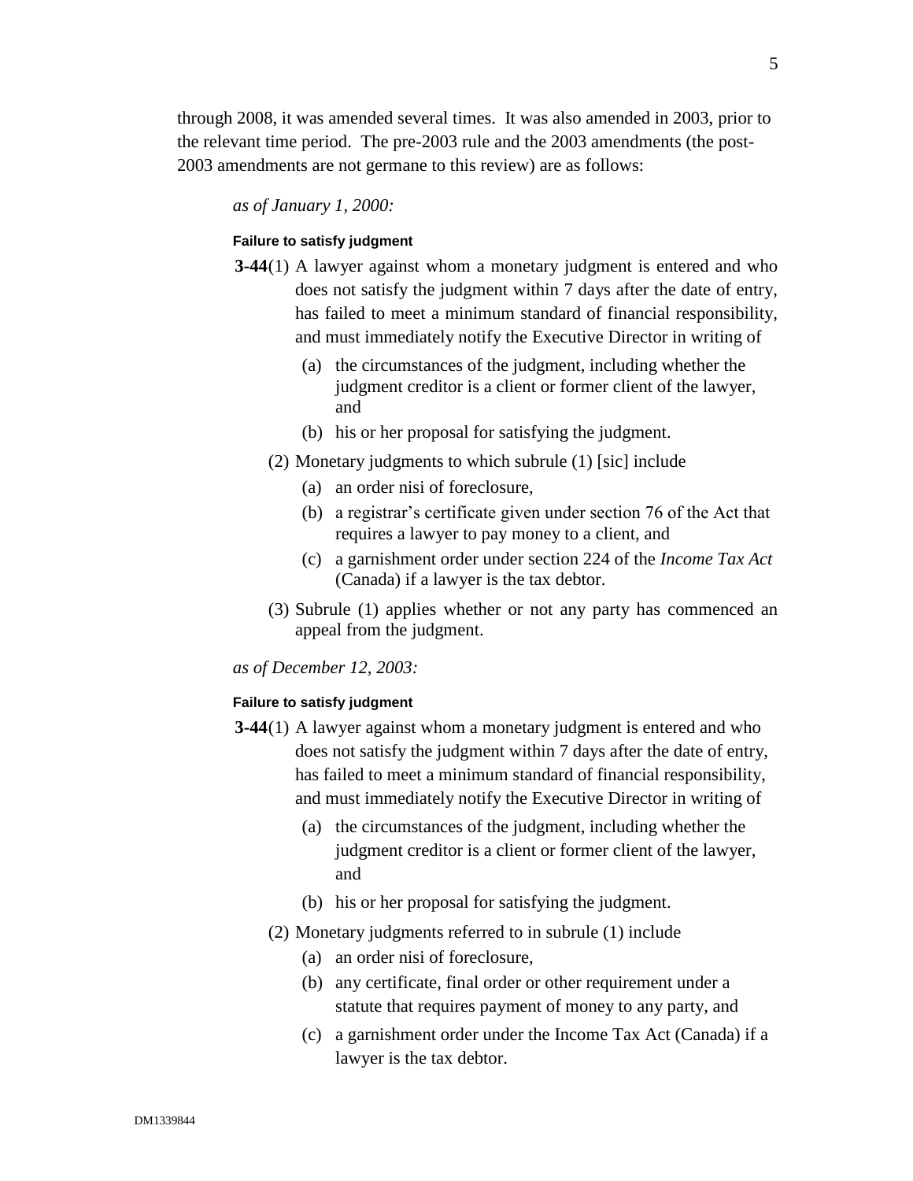through 2008, it was amended several times. It was also amended in 2003, prior to the relevant time period. The pre-2003 rule and the 2003 amendments (the post-2003 amendments are not germane to this review) are as follows:

*as of January 1, 2000:*

**Failure to satisfy judgment**

**3-44**(1) A lawyer against whom a monetary judgment is entered and who does not satisfy the judgment within 7 days after the date of entry, has failed to meet a minimum standard of financial responsibility, and must immediately notify the Executive Director in writing of

(a) the circumstances of the judgment, including whether the judgment creditor is a client or former client of the lawyer, and

(b) his or her proposal for satisfying the judgment.

(2) Monetary judgments to which subrule (1) [sic] include

(a) an order nisi of foreclosure,

(b) a registrar's certificate given under section 76 of the Act that requires a lawyer to pay money to a client, and

(c) a garnishment order under section 224 of the *Income Tax Act* (Canada) if a lawyer is the tax debtor.

(3) Subrule (1) applies whether or not any party has commenced an appeal from the judgment.

*as of December 12, 2003:*

**Failure to satisfy judgment**

**3-44**(1) A lawyer against whom a monetary judgment is entered and who does not satisfy the judgment within 7 days after the date of entry, has failed to meet a minimum standard of financial responsibility, and must immediately notify the Executive Director in writing of

(a) the circumstances of the judgment, including whether the judgment creditor is a client or former client of the lawyer, and

(b) his or her proposal for satisfying the judgment.

(2) Monetary judgments referred to in subrule (1) include

(a) an order nisi of foreclosure,

(b) any certificate, final order or other requirement under a statute that requires payment of money to any party, and

(c) a garnishment order under the Income Tax Act (Canada) if a lawyer is the tax debtor.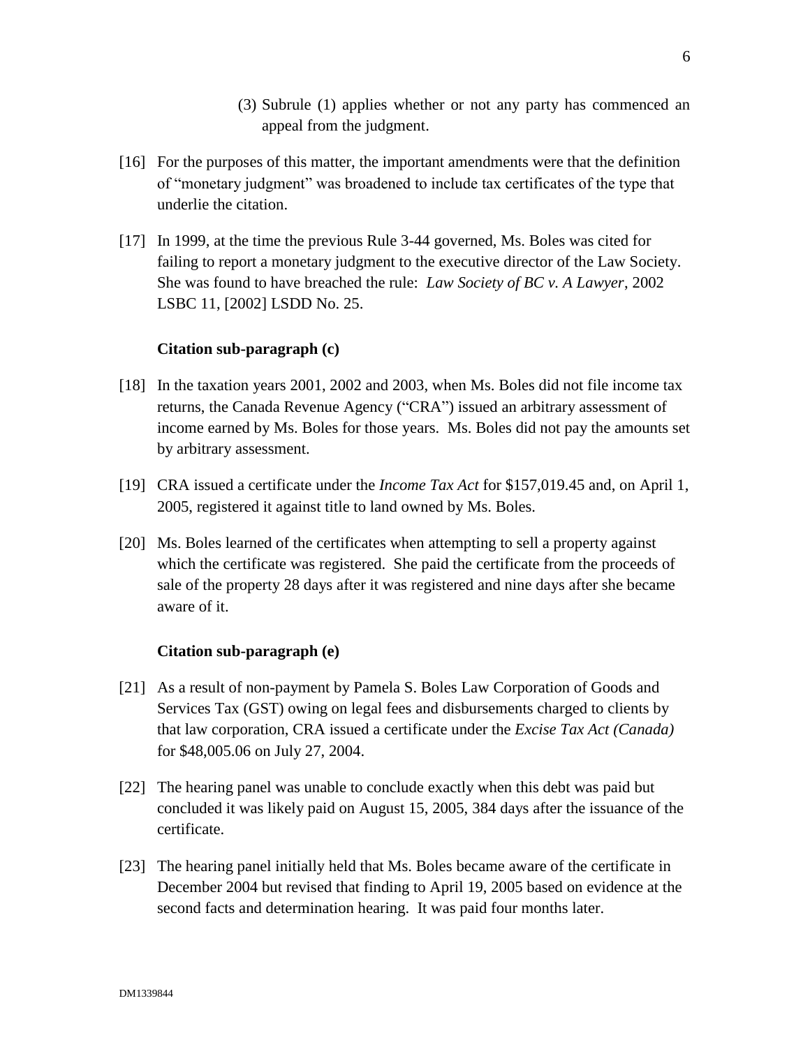(3) Subrule (1) applies whether or not any party has commenced an appeal from the judgment.

[16] For the purposes of this matter, the important amendments were that the definition of "monetary judgment" was broadened to include tax certificates of the type that underlie the citation.

[17] In 1999, at the time the previous Rule 3-44 governed, Ms. Boles was cited for failing to report a monetary judgment to the executive director of the Law Society. She was found to have breached the rule: *Law Society of BC v. A Lawyer*, 2002 LSBC 11, [2002] LSDD No. 25.

**Citation sub-paragraph (c)**

[18] In the taxation years 2001, 2002 and 2003, when Ms. Boles did not file income tax returns, the Canada Revenue Agency ("CRA") issued an arbitrary assessment of income earned by Ms. Boles for those years. Ms. Boles did not pay the amounts set by arbitrary assessment.

[19] CRA issued a certificate under the *Income Tax Act* for $157,019.45 and, on April 1, 2005, registered it against title to land owned by Ms. Boles.

[20] Ms. Boles learned of the certificates when attempting to sell a property against which the certificate was registered. She paid the certificate from the proceeds of sale of the property 28 days after it was registered and nine days after she became aware of it.

**Citation sub-paragraph (e)**

[21] As a result of non-payment by Pamela S. Boles Law Corporation of Goods and Services Tax (GST) owing on legal fees and disbursements charged to clients by that law corporation, CRA issued a certificate under the *Excise Tax Act (Canada)* for $48,005.06 on July 27, 2004.

[22] The hearing panel was unable to conclude exactly when this debt was paid but concluded it was likely paid on August 15, 2005, 384 days after the issuance of the certificate.

[23] The hearing panel initially held that Ms. Boles became aware of the certificate in December 2004 but revised that finding to April 19, 2005 based on evidence at the second facts and determination hearing. It was paid four months later.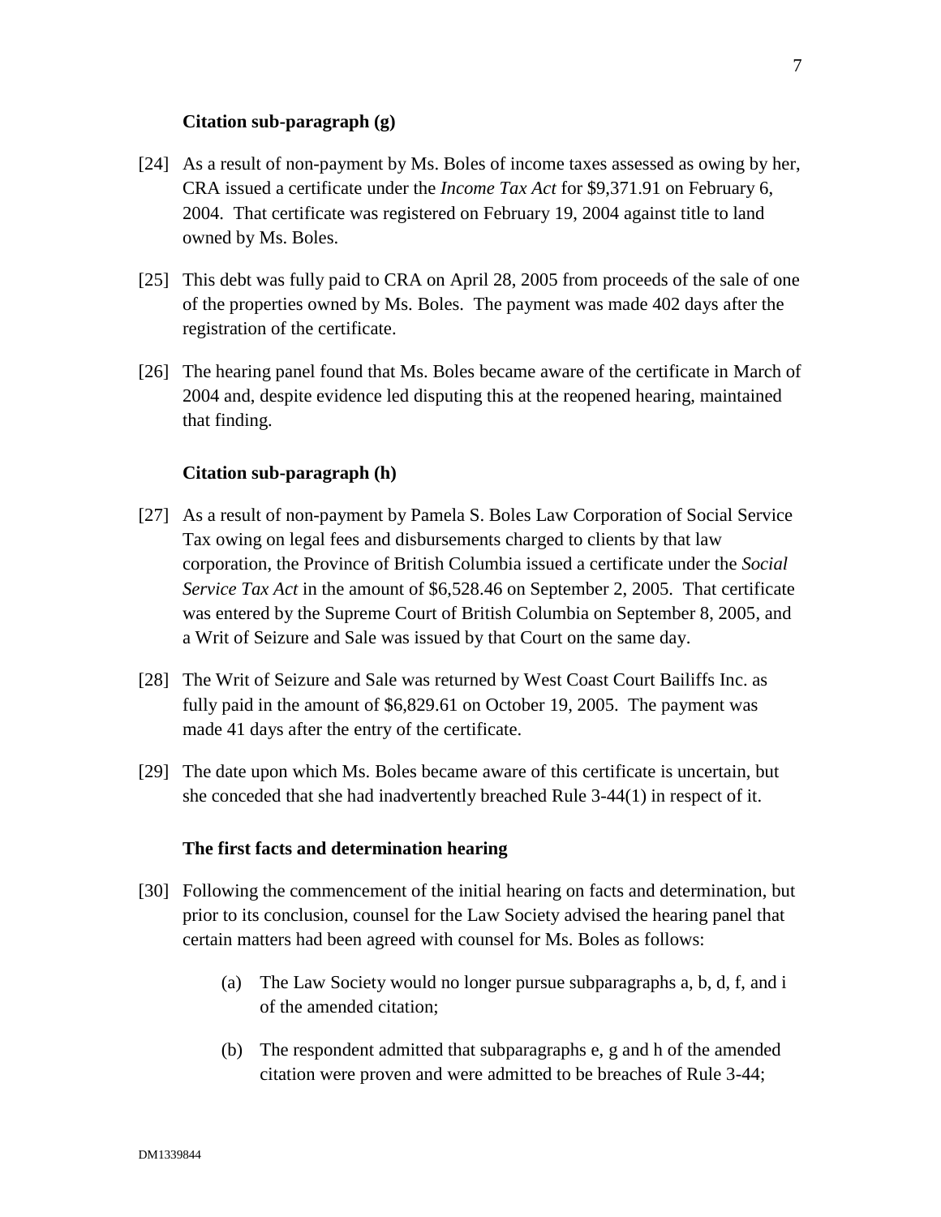### Citation sub-paragraph (g)

[24] As a result of non-payment by Ms. Boles of income taxes assessed as owing by her, CRA issued a certificate under the *Income Tax Act* for $9,371.91 on February 6, 2004. That certificate was registered on February 19, 2004 against title to land owned by Ms. Boles.

[25] This debt was fully paid to CRA on April 28, 2005 from proceeds of the sale of one of the properties owned by Ms. Boles. The payment was made 402 days after the registration of the certificate.

[26] The hearing panel found that Ms. Boles became aware of the certificate in March of 2004 and, despite evidence led disputing this at the reopened hearing, maintained that finding.

### Citation sub-paragraph (h)

[27] As a result of non-payment by Pamela S. Boles Law Corporation of Social Service Tax owing on legal fees and disbursements charged to clients by that law corporation, the Province of British Columbia issued a certificate under the *Social Service Tax Act* in the amount of $6,528.46 on September 2, 2005. That certificate was entered by the Supreme Court of British Columbia on September 8, 2005, and a Writ of Seizure and Sale was issued by that Court on the same day.

[28] The Writ of Seizure and Sale was returned by West Coast Court Bailiffs Inc. as fully paid in the amount of $6,829.61 on October 19, 2005. The payment was made 41 days after the entry of the certificate.

[29] The date upon which Ms. Boles became aware of this certificate is uncertain, but she conceded that she had inadvertently breached Rule 3-44(1) in respect of it.

### The first facts and determination hearing

[30] Following the commencement of the initial hearing on facts and determination, but prior to its conclusion, counsel for the Law Society advised the hearing panel that certain matters had been agreed with counsel for Ms. Boles as follows:

(a) The Law Society would no longer pursue subparagraphs a, b, d, f, and i of the amended citation;

(b) The respondent admitted that subparagraphs e, g and h of the amended citation were proven and were admitted to be breaches of Rule 3-44;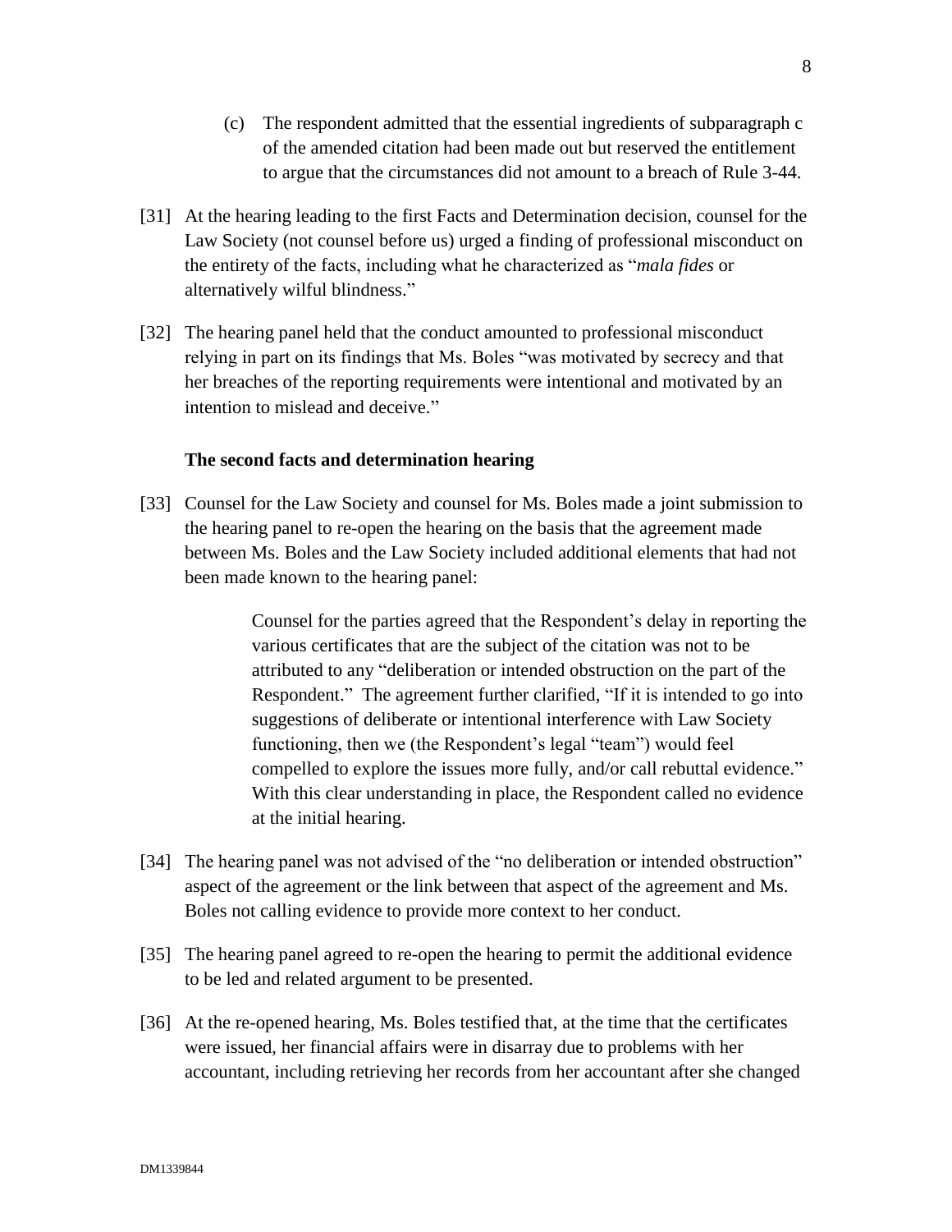(c) The respondent admitted that the essential ingredients of subparagraph c of the amended citation had been made out but reserved the entitlement to argue that the circumstances did not amount to a breach of Rule 3-44.

[31] At the hearing leading to the first Facts and Determination decision, counsel for the Law Society (not counsel before us) urged a finding of professional misconduct on the entirety of the facts, including what he characterized as "*mala fides* or alternatively wilful blindness."

[32] The hearing panel held that the conduct amounted to professional misconduct relying in part on its findings that Ms. Boles "was motivated by secrecy and that her breaches of the reporting requirements were intentional and motivated by an intention to mislead and deceive."

### The second facts and determination hearing

[33] Counsel for the Law Society and counsel for Ms. Boles made a joint submission to the hearing panel to re-open the hearing on the basis that the agreement made between Ms. Boles and the Law Society included additional elements that had not been made known to the hearing panel:

> Counsel for the parties agreed that the Respondent's delay in reporting the various certificates that are the subject of the citation was not to be attributed to any "deliberation or intended obstruction on the part of the Respondent." The agreement further clarified, "If it is intended to go into suggestions of deliberate or intentional interference with Law Society functioning, then we (the Respondent's legal "team") would feel compelled to explore the issues more fully, and/or call rebuttal evidence." With this clear understanding in place, the Respondent called no evidence at the initial hearing.

[34] The hearing panel was not advised of the "no deliberation or intended obstruction" aspect of the agreement or the link between that aspect of the agreement and Ms. Boles not calling evidence to provide more context to her conduct.

[35] The hearing panel agreed to re-open the hearing to permit the additional evidence to be led and related argument to be presented.

[36] At the re-opened hearing, Ms. Boles testified that, at the time that the certificates were issued, her financial affairs were in disarray due to problems with her accountant, including retrieving her records from her accountant after she changed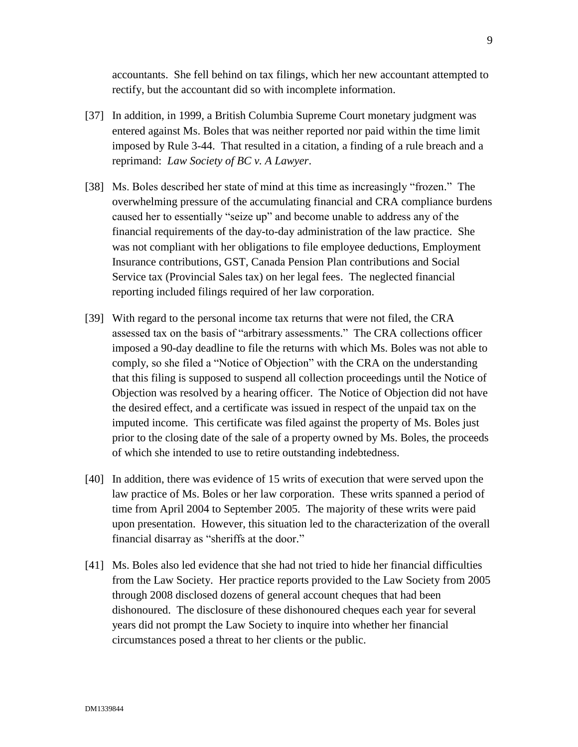accountants. She fell behind on tax filings, which her new accountant attempted to rectify, but the accountant did so with incomplete information.

[37] In addition, in 1999, a British Columbia Supreme Court monetary judgment was entered against Ms. Boles that was neither reported nor paid within the time limit imposed by Rule 3-44. That resulted in a citation, a finding of a rule breach and a reprimand: *Law Society of BC v. A Lawyer*.

[38] Ms. Boles described her state of mind at this time as increasingly "frozen." The overwhelming pressure of the accumulating financial and CRA compliance burdens caused her to essentially "seize up" and become unable to address any of the financial requirements of the day-to-day administration of the law practice. She was not compliant with her obligations to file employee deductions, Employment Insurance contributions, GST, Canada Pension Plan contributions and Social Service tax (Provincial Sales tax) on her legal fees. The neglected financial reporting included filings required of her law corporation.

[39] With regard to the personal income tax returns that were not filed, the CRA assessed tax on the basis of "arbitrary assessments." The CRA collections officer imposed a 90-day deadline to file the returns with which Ms. Boles was not able to comply, so she filed a "Notice of Objection" with the CRA on the understanding that this filing is supposed to suspend all collection proceedings until the Notice of Objection was resolved by a hearing officer. The Notice of Objection did not have the desired effect, and a certificate was issued in respect of the unpaid tax on the imputed income. This certificate was filed against the property of Ms. Boles just prior to the closing date of the sale of a property owned by Ms. Boles, the proceeds of which she intended to use to retire outstanding indebtedness.

[40] In addition, there was evidence of 15 writs of execution that were served upon the law practice of Ms. Boles or her law corporation. These writs spanned a period of time from April 2004 to September 2005. The majority of these writs were paid upon presentation. However, this situation led to the characterization of the overall financial disarray as "sheriffs at the door."

[41] Ms. Boles also led evidence that she had not tried to hide her financial difficulties from the Law Society. Her practice reports provided to the Law Society from 2005 through 2008 disclosed dozens of general account cheques that had been dishonoured. The disclosure of these dishonoured cheques each year for several years did not prompt the Law Society to inquire into whether her financial circumstances posed a threat to her clients or the public.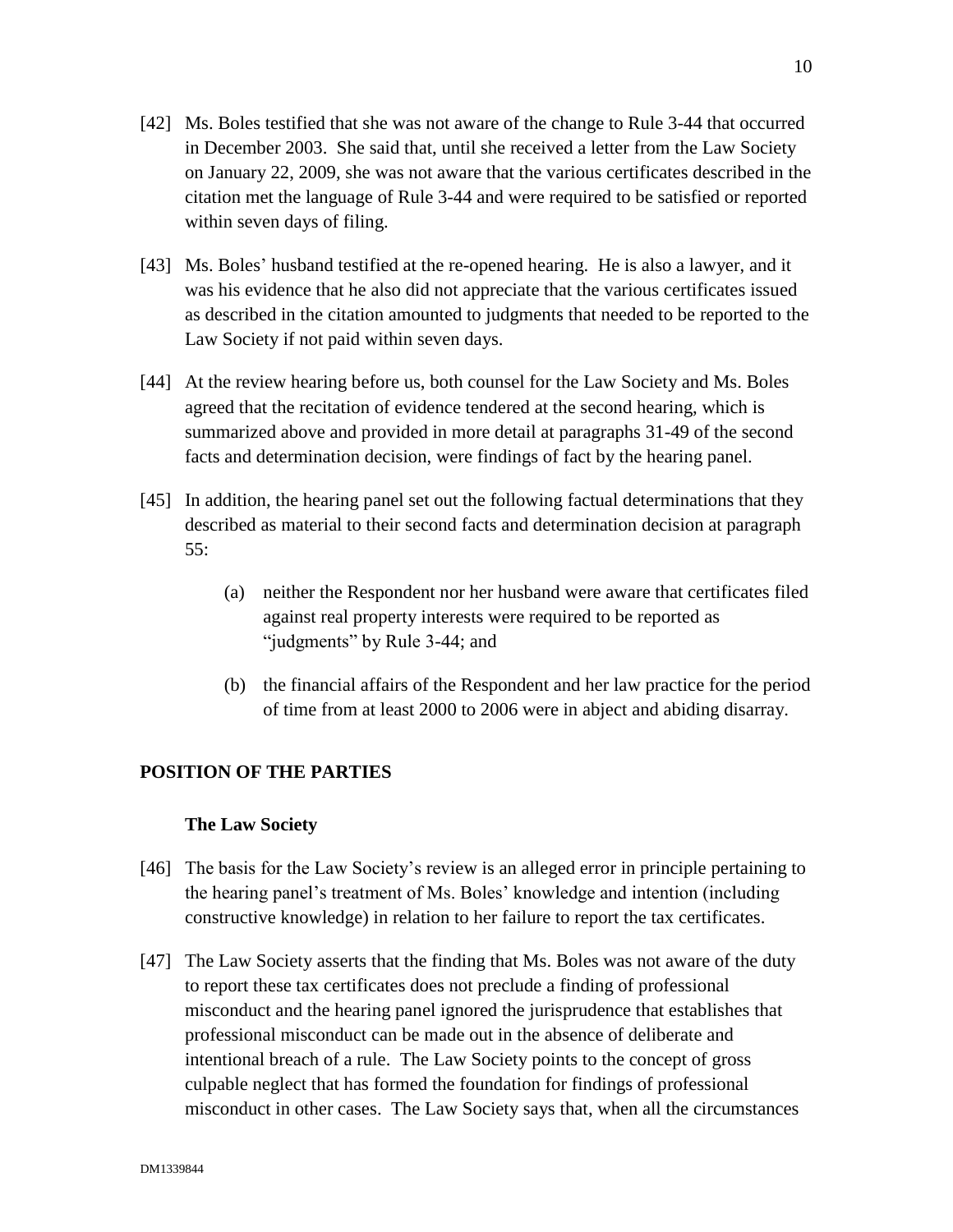[42] Ms. Boles testified that she was not aware of the change to Rule 3-44 that occurred in December 2003. She said that, until she received a letter from the Law Society on January 22, 2009, she was not aware that the various certificates described in the citation met the language of Rule 3-44 and were required to be satisfied or reported within seven days of filing.

[43] Ms. Boles' husband testified at the re-opened hearing. He is also a lawyer, and it was his evidence that he also did not appreciate that the various certificates issued as described in the citation amounted to judgments that needed to be reported to the Law Society if not paid within seven days.

[44] At the review hearing before us, both counsel for the Law Society and Ms. Boles agreed that the recitation of evidence tendered at the second hearing, which is summarized above and provided in more detail at paragraphs 31-49 of the second facts and determination decision, were findings of fact by the hearing panel.

[45] In addition, the hearing panel set out the following factual determinations that they described as material to their second facts and determination decision at paragraph 55:

(a) neither the Respondent nor her husband were aware that certificates filed against real property interests were required to be reported as "judgments" by Rule 3-44; and

(b) the financial affairs of the Respondent and her law practice for the period of time from at least 2000 to 2006 were in abject and abiding disarray.

## POSITION OF THE PARTIES

### The Law Society

[46] The basis for the Law Society's review is an alleged error in principle pertaining to the hearing panel's treatment of Ms. Boles' knowledge and intention (including constructive knowledge) in relation to her failure to report the tax certificates.

[47] The Law Society asserts that the finding that Ms. Boles was not aware of the duty to report these tax certificates does not preclude a finding of professional misconduct and the hearing panel ignored the jurisprudence that establishes that professional misconduct can be made out in the absence of deliberate and intentional breach of a rule. The Law Society points to the concept of gross culpable neglect that has formed the foundation for findings of professional misconduct in other cases. The Law Society says that, when all the circumstances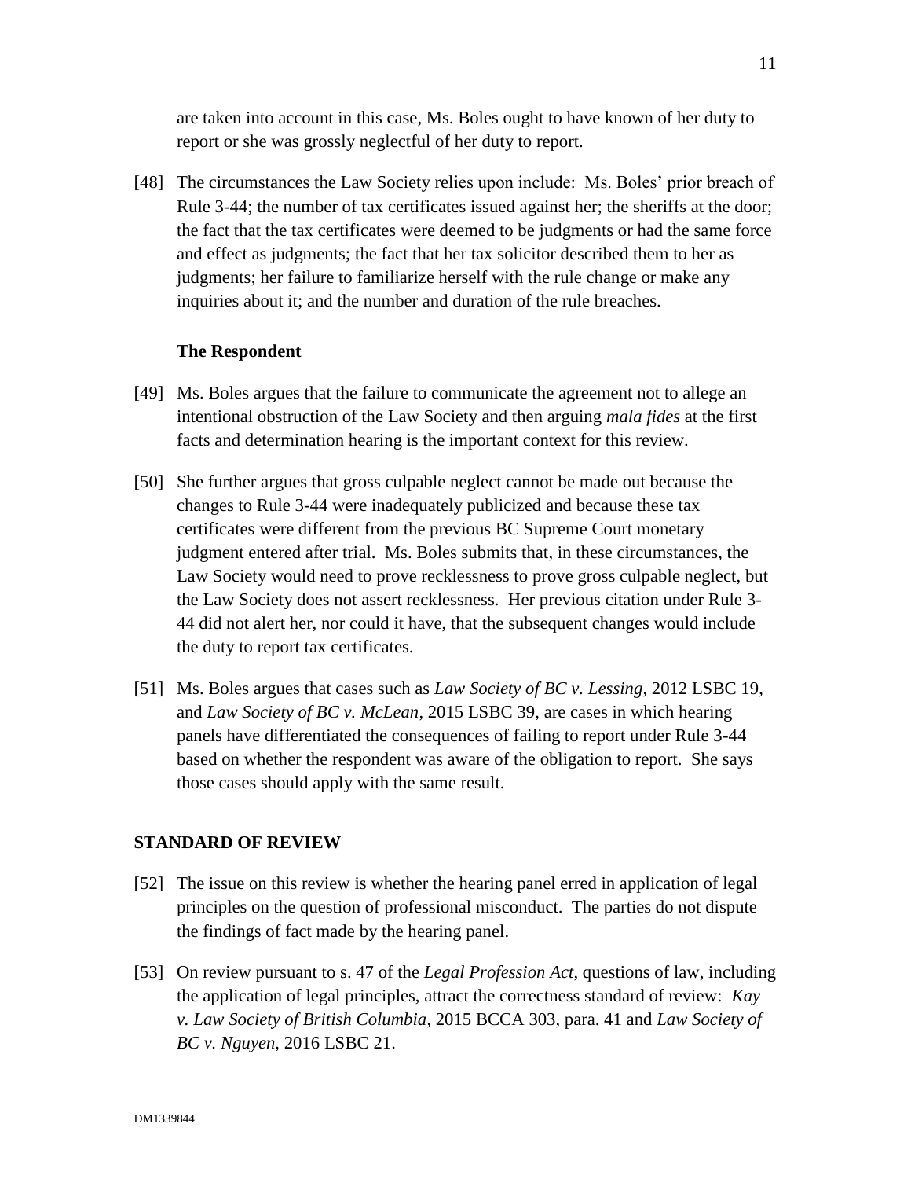are taken into account in this case, Ms. Boles ought to have known of her duty to report or she was grossly neglectful of her duty to report.

[48] The circumstances the Law Society relies upon include: Ms. Boles' prior breach of Rule 3-44; the number of tax certificates issued against her; the sheriffs at the door; the fact that the tax certificates were deemed to be judgments or had the same force and effect as judgments; the fact that her tax solicitor described them to her as judgments; her failure to familiarize herself with the rule change or make any inquiries about it; and the number and duration of the rule breaches.

### The Respondent

[49] Ms. Boles argues that the failure to communicate the agreement not to allege an intentional obstruction of the Law Society and then arguing *mala fides* at the first facts and determination hearing is the important context for this review.

[50] She further argues that gross culpable neglect cannot be made out because the changes to Rule 3-44 were inadequately publicized and because these tax certificates were different from the previous BC Supreme Court monetary judgment entered after trial. Ms. Boles submits that, in these circumstances, the Law Society would need to prove recklessness to prove gross culpable neglect, but the Law Society does not assert recklessness. Her previous citation under Rule 3-44 did not alert her, nor could it have, that the subsequent changes would include the duty to report tax certificates.

[51] Ms. Boles argues that cases such as *Law Society of BC v. Lessing*, 2012 LSBC 19, and *Law Society of BC v. McLean*, 2015 LSBC 39, are cases in which hearing panels have differentiated the consequences of failing to report under Rule 3-44 based on whether the respondent was aware of the obligation to report. She says those cases should apply with the same result.

## STANDARD OF REVIEW

[52] The issue on this review is whether the hearing panel erred in application of legal principles on the question of professional misconduct. The parties do not dispute the findings of fact made by the hearing panel.

[53] On review pursuant to s. 47 of the *Legal Profession Act*, questions of law, including the application of legal principles, attract the correctness standard of review: *Kay v. Law Society of British Columbia*, 2015 BCCA 303, para. 41 and *Law Society of BC v. Nguyen*, 2016 LSBC 21.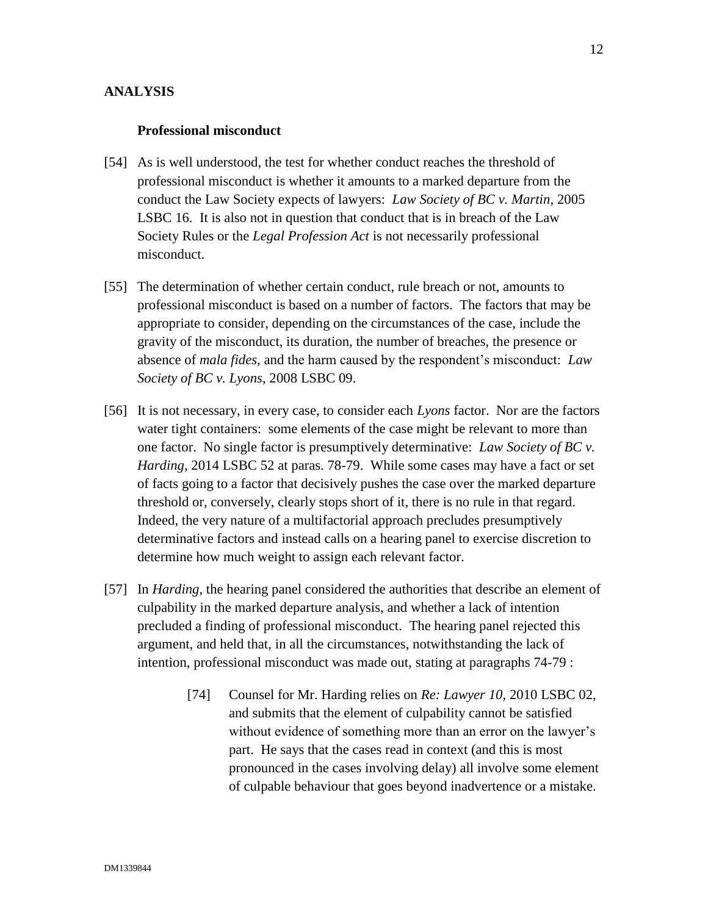## ANALYSIS

### Professional misconduct

[54] As is well understood, the test for whether conduct reaches the threshold of professional misconduct is whether it amounts to a marked departure from the conduct the Law Society expects of lawyers: *Law Society of BC v. Martin*, 2005 LSBC 16. It is also not in question that conduct that is in breach of the Law Society Rules or the *Legal Profession Act* is not necessarily professional misconduct.

[55] The determination of whether certain conduct, rule breach or not, amounts to professional misconduct is based on a number of factors. The factors that may be appropriate to consider, depending on the circumstances of the case, include the gravity of the misconduct, its duration, the number of breaches, the presence or absence of *mala fides*, and the harm caused by the respondent's misconduct: *Law Society of BC v. Lyons*, 2008 LSBC 09.

[56] It is not necessary, in every case, to consider each *Lyons* factor. Nor are the factors water tight containers: some elements of the case might be relevant to more than one factor. No single factor is presumptively determinative: *Law Society of BC v. Harding*, 2014 LSBC 52 at paras. 78-79. While some cases may have a fact or set of facts going to a factor that decisively pushes the case over the marked departure threshold or, conversely, clearly stops short of it, there is no rule in that regard. Indeed, the very nature of a multifactorial approach precludes presumptively determinative factors and instead calls on a hearing panel to exercise discretion to determine how much weight to assign each relevant factor.

[57] In *Harding*, the hearing panel considered the authorities that describe an element of culpability in the marked departure analysis, and whether a lack of intention precluded a finding of professional misconduct. The hearing panel rejected this argument, and held that, in all the circumstances, notwithstanding the lack of intention, professional misconduct was made out, stating at paragraphs 74-79 :

> [74] Counsel for Mr. Harding relies on *Re: Lawyer 10*, 2010 LSBC 02, and submits that the element of culpability cannot be satisfied without evidence of something more than an error on the lawyer's part. He says that the cases read in context (and this is most pronounced in the cases involving delay) all involve some element of culpable behaviour that goes beyond inadvertence or a mistake.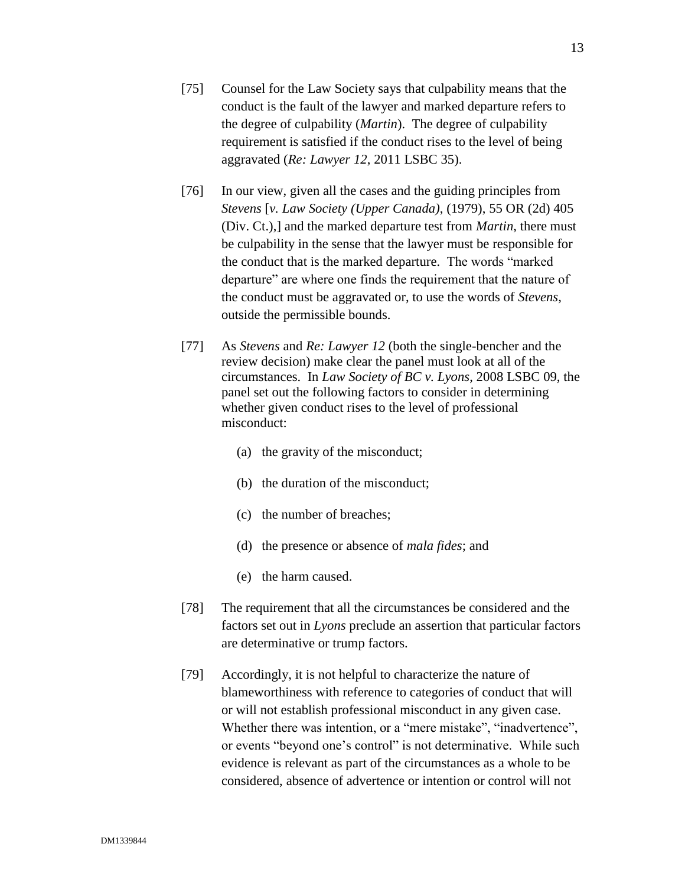[75] Counsel for the Law Society says that culpability means that the conduct is the fault of the lawyer and marked departure refers to the degree of culpability (*Martin*). The degree of culpability requirement is satisfied if the conduct rises to the level of being aggravated (*Re: Lawyer 12*, 2011 LSBC 35).

[76] In our view, given all the cases and the guiding principles from *Stevens* [*v. Law Society (Upper Canada)*, (1979), 55 OR (2d) 405 (Div. Ct.),] and the marked departure test from *Martin*, there must be culpability in the sense that the lawyer must be responsible for the conduct that is the marked departure. The words "marked departure" are where one finds the requirement that the nature of the conduct must be aggravated or, to use the words of *Stevens*, outside the permissible bounds.

[77] As *Stevens* and *Re: Lawyer 12* (both the single-bencher and the review decision) make clear the panel must look at all of the circumstances. In *Law Society of BC v. Lyons*, 2008 LSBC 09, the panel set out the following factors to consider in determining whether given conduct rises to the level of professional misconduct:

(a) the gravity of the misconduct;

(b) the duration of the misconduct;

(c) the number of breaches;

(d) the presence or absence of *mala fides*; and

(e) the harm caused.

[78] The requirement that all the circumstances be considered and the factors set out in *Lyons* preclude an assertion that particular factors are determinative or trump factors.

[79] Accordingly, it is not helpful to characterize the nature of blameworthiness with reference to categories of conduct that will or will not establish professional misconduct in any given case. Whether there was intention, or a "mere mistake", "inadvertence", or events "beyond one's control" is not determinative. While such evidence is relevant as part of the circumstances as a whole to be considered, absence of advertence or intention or control will not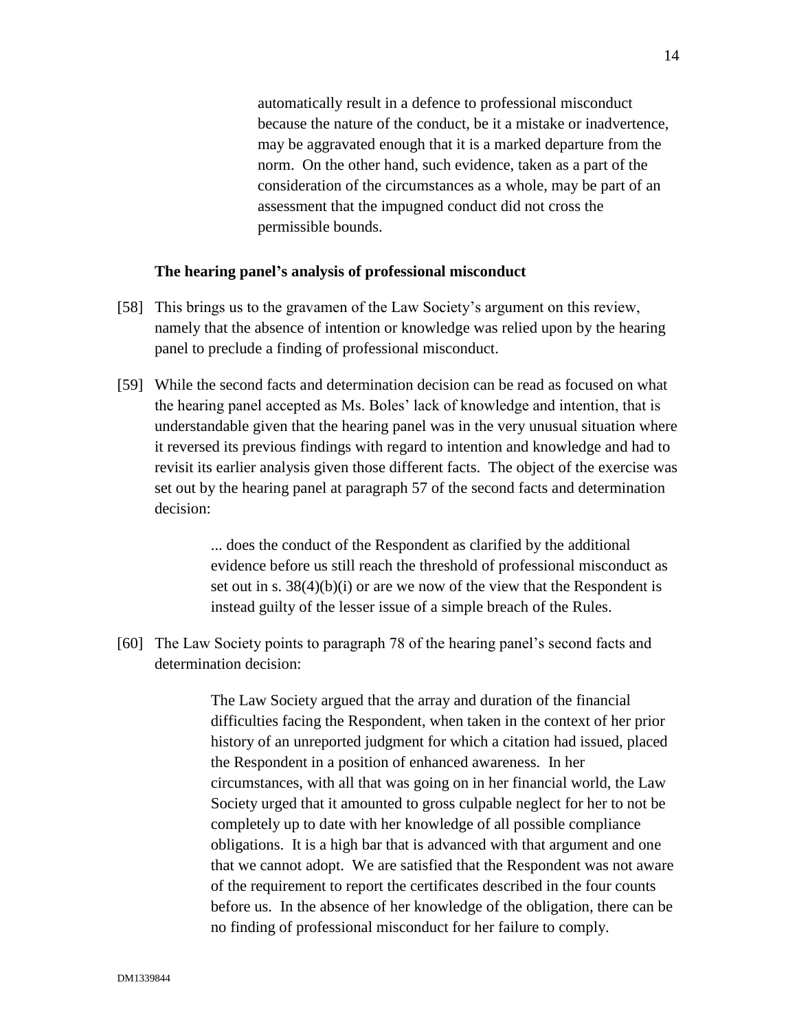> automatically result in a defence to professional misconduct because the nature of the conduct, be it a mistake or inadvertence, may be aggravated enough that it is a marked departure from the norm. On the other hand, such evidence, taken as a part of the consideration of the circumstances as a whole, may be part of an assessment that the impugned conduct did not cross the permissible bounds.

**The hearing panel's analysis of professional misconduct**

[58] This brings us to the gravamen of the Law Society's argument on this review, namely that the absence of intention or knowledge was relied upon by the hearing panel to preclude a finding of professional misconduct.

[59] While the second facts and determination decision can be read as focused on what the hearing panel accepted as Ms. Boles' lack of knowledge and intention, that is understandable given that the hearing panel was in the very unusual situation where it reversed its previous findings with regard to intention and knowledge and had to revisit its earlier analysis given those different facts. The object of the exercise was set out by the hearing panel at paragraph 57 of the second facts and determination decision:

> ... does the conduct of the Respondent as clarified by the additional evidence before us still reach the threshold of professional misconduct as set out in s. 38(4)(b)(i) or are we now of the view that the Respondent is instead guilty of the lesser issue of a simple breach of the Rules.

[60] The Law Society points to paragraph 78 of the hearing panel's second facts and determination decision:

> The Law Society argued that the array and duration of the financial difficulties facing the Respondent, when taken in the context of her prior history of an unreported judgment for which a citation had issued, placed the Respondent in a position of enhanced awareness. In her circumstances, with all that was going on in her financial world, the Law Society urged that it amounted to gross culpable neglect for her to not be completely up to date with her knowledge of all possible compliance obligations. It is a high bar that is advanced with that argument and one that we cannot adopt. We are satisfied that the Respondent was not aware of the requirement to report the certificates described in the four counts before us. In the absence of her knowledge of the obligation, there can be no finding of professional misconduct for her failure to comply.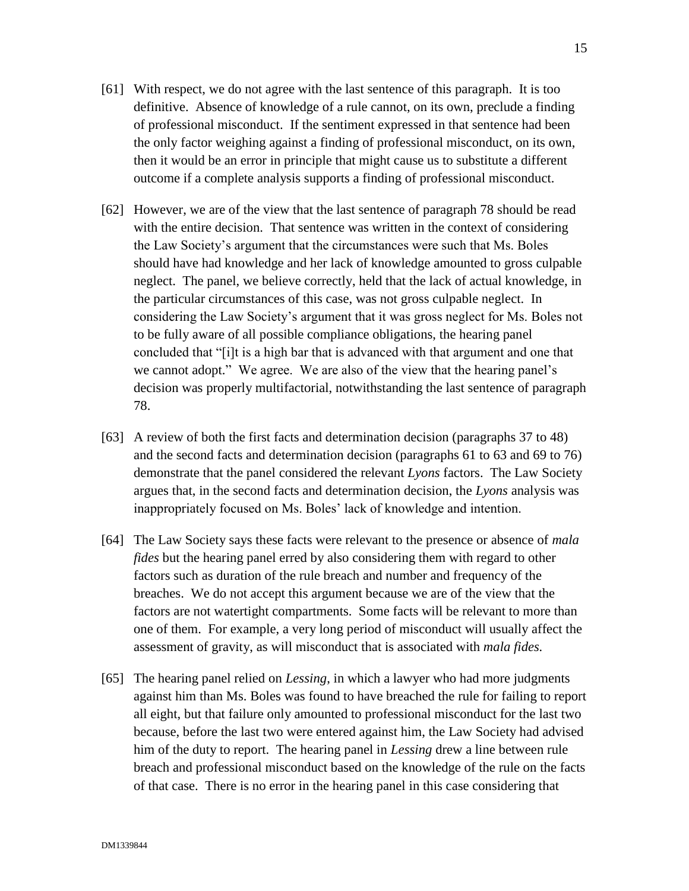[61] With respect, we do not agree with the last sentence of this paragraph. It is too definitive. Absence of knowledge of a rule cannot, on its own, preclude a finding of professional misconduct. If the sentiment expressed in that sentence had been the only factor weighing against a finding of professional misconduct, on its own, then it would be an error in principle that might cause us to substitute a different outcome if a complete analysis supports a finding of professional misconduct.

[62] However, we are of the view that the last sentence of paragraph 78 should be read with the entire decision. That sentence was written in the context of considering the Law Society's argument that the circumstances were such that Ms. Boles should have had knowledge and her lack of knowledge amounted to gross culpable neglect. The panel, we believe correctly, held that the lack of actual knowledge, in the particular circumstances of this case, was not gross culpable neglect. In considering the Law Society's argument that it was gross neglect for Ms. Boles not to be fully aware of all possible compliance obligations, the hearing panel concluded that "[i]t is a high bar that is advanced with that argument and one that we cannot adopt." We agree. We are also of the view that the hearing panel's decision was properly multifactorial, notwithstanding the last sentence of paragraph 78.

[63] A review of both the first facts and determination decision (paragraphs 37 to 48) and the second facts and determination decision (paragraphs 61 to 63 and 69 to 76) demonstrate that the panel considered the relevant *Lyons* factors. The Law Society argues that, in the second facts and determination decision, the *Lyons* analysis was inappropriately focused on Ms. Boles' lack of knowledge and intention.

[64] The Law Society says these facts were relevant to the presence or absence of *mala fides* but the hearing panel erred by also considering them with regard to other factors such as duration of the rule breach and number and frequency of the breaches. We do not accept this argument because we are of the view that the factors are not watertight compartments. Some facts will be relevant to more than one of them. For example, a very long period of misconduct will usually affect the assessment of gravity, as will misconduct that is associated with *mala fides.*

[65] The hearing panel relied on *Lessing*, in which a lawyer who had more judgments against him than Ms. Boles was found to have breached the rule for failing to report all eight, but that failure only amounted to professional misconduct for the last two because, before the last two were entered against him, the Law Society had advised him of the duty to report. The hearing panel in *Lessing* drew a line between rule breach and professional misconduct based on the knowledge of the rule on the facts of that case. There is no error in the hearing panel in this case considering that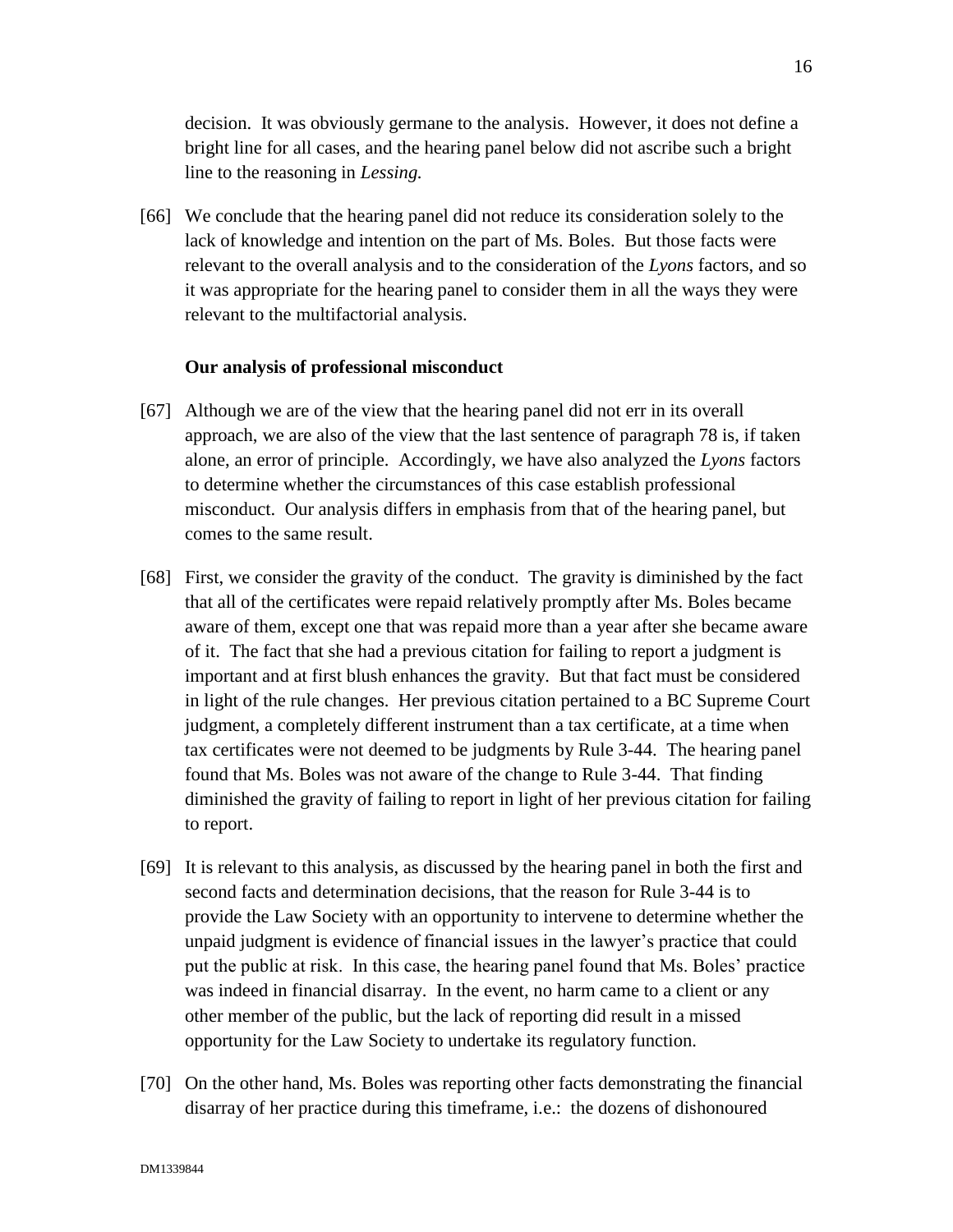decision. It was obviously germane to the analysis. However, it does not define a bright line for all cases, and the hearing panel below did not ascribe such a bright line to the reasoning in *Lessing.*

[66] We conclude that the hearing panel did not reduce its consideration solely to the lack of knowledge and intention on the part of Ms. Boles. But those facts were relevant to the overall analysis and to the consideration of the *Lyons* factors, and so it was appropriate for the hearing panel to consider them in all the ways they were relevant to the multifactorial analysis.

**Our analysis of professional misconduct**

[67] Although we are of the view that the hearing panel did not err in its overall approach, we are also of the view that the last sentence of paragraph 78 is, if taken alone, an error of principle. Accordingly, we have also analyzed the *Lyons* factors to determine whether the circumstances of this case establish professional misconduct. Our analysis differs in emphasis from that of the hearing panel, but comes to the same result.

[68] First, we consider the gravity of the conduct. The gravity is diminished by the fact that all of the certificates were repaid relatively promptly after Ms. Boles became aware of them, except one that was repaid more than a year after she became aware of it. The fact that she had a previous citation for failing to report a judgment is important and at first blush enhances the gravity. But that fact must be considered in light of the rule changes. Her previous citation pertained to a BC Supreme Court judgment, a completely different instrument than a tax certificate, at a time when tax certificates were not deemed to be judgments by Rule 3-44. The hearing panel found that Ms. Boles was not aware of the change to Rule 3-44. That finding diminished the gravity of failing to report in light of her previous citation for failing to report.

[69] It is relevant to this analysis, as discussed by the hearing panel in both the first and second facts and determination decisions, that the reason for Rule 3-44 is to provide the Law Society with an opportunity to intervene to determine whether the unpaid judgment is evidence of financial issues in the lawyer's practice that could put the public at risk. In this case, the hearing panel found that Ms. Boles' practice was indeed in financial disarray. In the event, no harm came to a client or any other member of the public, but the lack of reporting did result in a missed opportunity for the Law Society to undertake its regulatory function.

[70] On the other hand, Ms. Boles was reporting other facts demonstrating the financial disarray of her practice during this timeframe, i.e.: the dozens of dishonoured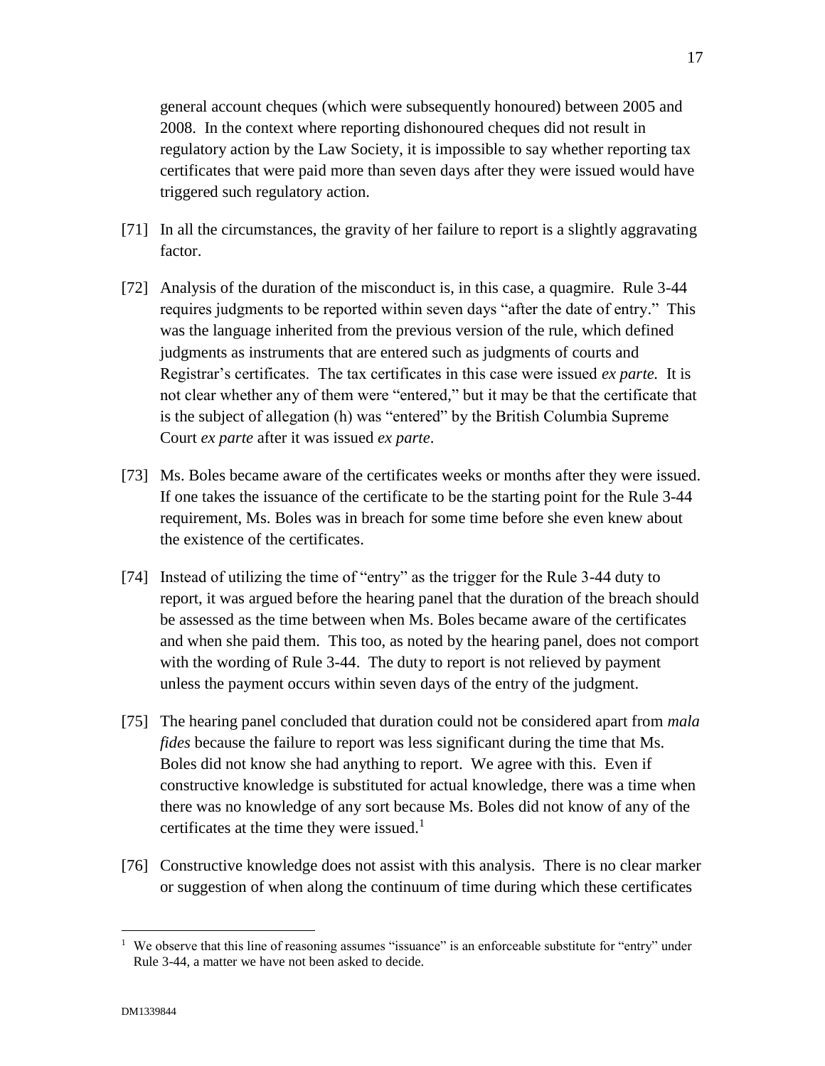general account cheques (which were subsequently honoured) between 2005 and 2008. In the context where reporting dishonoured cheques did not result in regulatory action by the Law Society, it is impossible to say whether reporting tax certificates that were paid more than seven days after they were issued would have triggered such regulatory action.

[71] In all the circumstances, the gravity of her failure to report is a slightly aggravating factor.

[72] Analysis of the duration of the misconduct is, in this case, a quagmire. Rule 3-44 requires judgments to be reported within seven days "after the date of entry." This was the language inherited from the previous version of the rule, which defined judgments as instruments that are entered such as judgments of courts and Registrar's certificates. The tax certificates in this case were issued *ex parte.* It is not clear whether any of them were "entered," but it may be that the certificate that is the subject of allegation (h) was "entered" by the British Columbia Supreme Court *ex parte* after it was issued *ex parte*.

[73] Ms. Boles became aware of the certificates weeks or months after they were issued. If one takes the issuance of the certificate to be the starting point for the Rule 3-44 requirement, Ms. Boles was in breach for some time before she even knew about the existence of the certificates.

[74] Instead of utilizing the time of "entry" as the trigger for the Rule 3-44 duty to report, it was argued before the hearing panel that the duration of the breach should be assessed as the time between when Ms. Boles became aware of the certificates and when she paid them. This too, as noted by the hearing panel, does not comport with the wording of Rule 3-44. The duty to report is not relieved by payment unless the payment occurs within seven days of the entry of the judgment.

[75] The hearing panel concluded that duration could not be considered apart from *mala fides* because the failure to report was less significant during the time that Ms. Boles did not know she had anything to report. We agree with this. Even if constructive knowledge is substituted for actual knowledge, there was a time when there was no knowledge of any sort because Ms. Boles did not know of any of the certificates at the time they were issued.[1]

[76] Constructive knowledge does not assist with this analysis. There is no clear marker or suggestion of when along the continuum of time during which these certificates

[1] We observe that this line of reasoning assumes "issuance" is an enforceable substitute for "entry" under Rule 3-44, a matter we have not been asked to decide.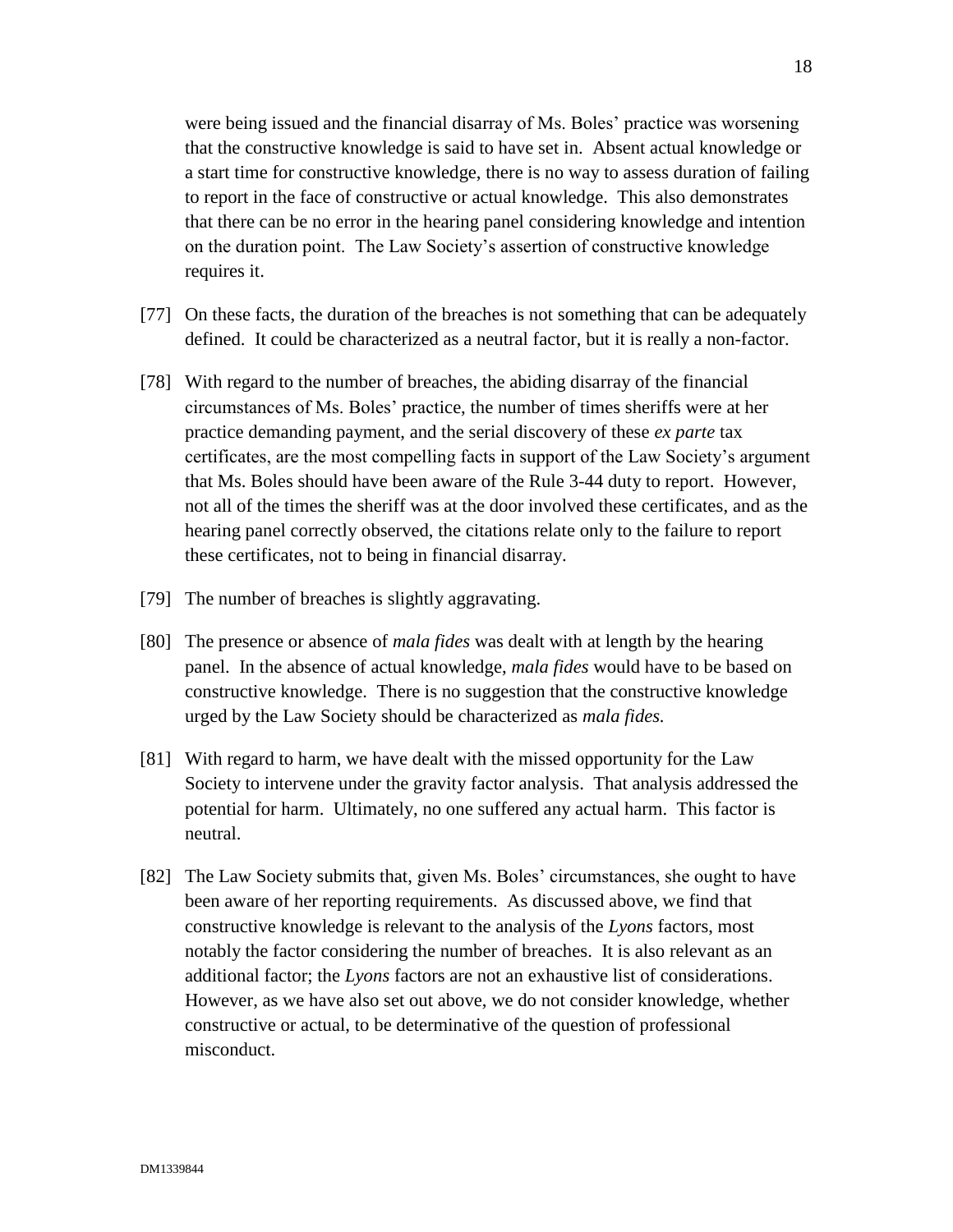were being issued and the financial disarray of Ms. Boles' practice was worsening that the constructive knowledge is said to have set in. Absent actual knowledge or a start time for constructive knowledge, there is no way to assess duration of failing to report in the face of constructive or actual knowledge. This also demonstrates that there can be no error in the hearing panel considering knowledge and intention on the duration point. The Law Society's assertion of constructive knowledge requires it.

[77] On these facts, the duration of the breaches is not something that can be adequately defined. It could be characterized as a neutral factor, but it is really a non-factor.

[78] With regard to the number of breaches, the abiding disarray of the financial circumstances of Ms. Boles' practice, the number of times sheriffs were at her practice demanding payment, and the serial discovery of these *ex parte* tax certificates, are the most compelling facts in support of the Law Society's argument that Ms. Boles should have been aware of the Rule 3-44 duty to report. However, not all of the times the sheriff was at the door involved these certificates, and as the hearing panel correctly observed, the citations relate only to the failure to report these certificates, not to being in financial disarray.

[79] The number of breaches is slightly aggravating.

[80] The presence or absence of *mala fides* was dealt with at length by the hearing panel. In the absence of actual knowledge, *mala fides* would have to be based on constructive knowledge. There is no suggestion that the constructive knowledge urged by the Law Society should be characterized as *mala fides.*

[81] With regard to harm, we have dealt with the missed opportunity for the Law Society to intervene under the gravity factor analysis. That analysis addressed the potential for harm. Ultimately, no one suffered any actual harm. This factor is neutral.

[82] The Law Society submits that, given Ms. Boles' circumstances, she ought to have been aware of her reporting requirements. As discussed above, we find that constructive knowledge is relevant to the analysis of the *Lyons* factors, most notably the factor considering the number of breaches. It is also relevant as an additional factor; the *Lyons* factors are not an exhaustive list of considerations. However, as we have also set out above, we do not consider knowledge, whether constructive or actual, to be determinative of the question of professional misconduct.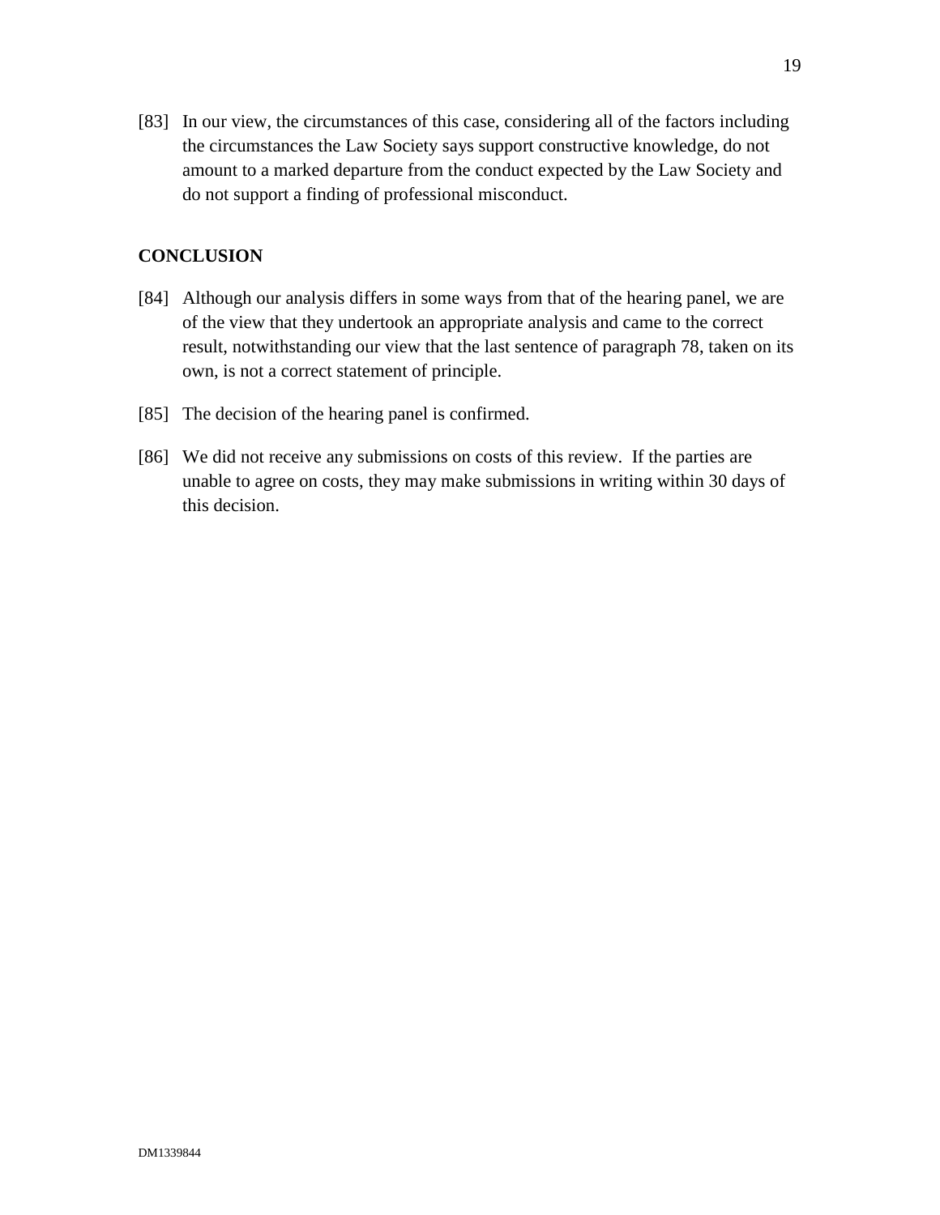[83] In our view, the circumstances of this case, considering all of the factors including the circumstances the Law Society says support constructive knowledge, do not amount to a marked departure from the conduct expected by the Law Society and do not support a finding of professional misconduct.

## CONCLUSION

[84] Although our analysis differs in some ways from that of the hearing panel, we are of the view that they undertook an appropriate analysis and came to the correct result, notwithstanding our view that the last sentence of paragraph 78, taken on its own, is not a correct statement of principle.

[85] The decision of the hearing panel is confirmed.

[86] We did not receive any submissions on costs of this review. If the parties are unable to agree on costs, they may make submissions in writing within 30 days of this decision.

DM1339844